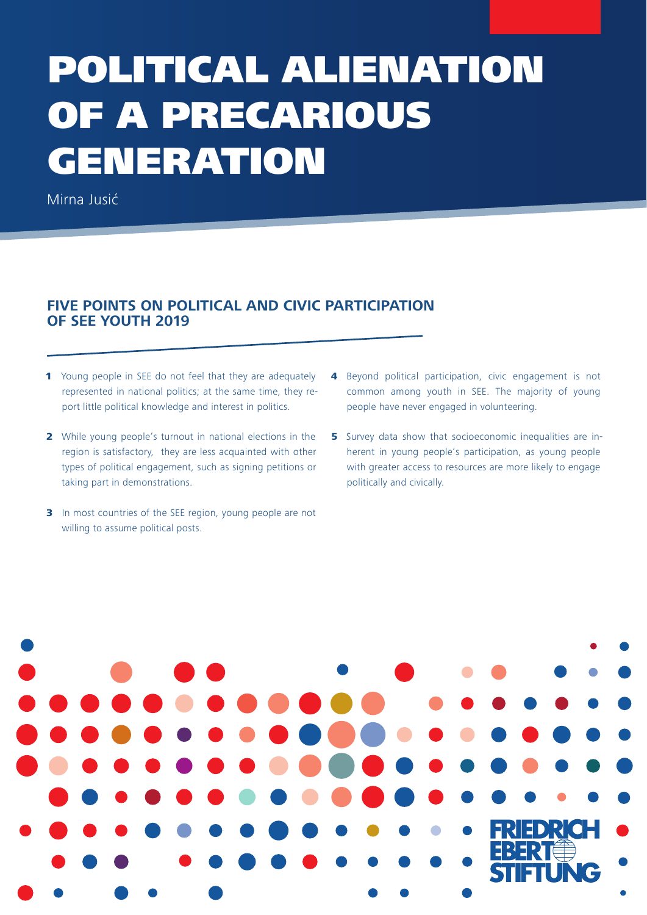# POLITICAL ALIENATION OF A PRECARIOUS GENERATION

Mirna Jusić

## FIVE POINTS ON POLITICAL AND CIVIC PARTICIPATION OF SEE YOUTH 2019

1. Young people in SEE do not feel that they are adequately represented in national politics; at the same time, they report little political knowledge and interest in politics.

2. While young people's turnout in national elections in the region is satisfactory, they are less acquainted with other types of political engagement, such as signing petitions or taking part in demonstrations.

3. In most countries of the SEE region, young people are not willing to assume political posts.

4. Beyond political participation, civic engagement is not common among youth in SEE. The majority of young people have never engaged in volunteering.

5. Survey data show that socioeconomic inequalities are inherent in young people's participation, as young people with greater access to resources are more likely to engage politically and civically.

FRIEDRICH EBERT STIFTUNG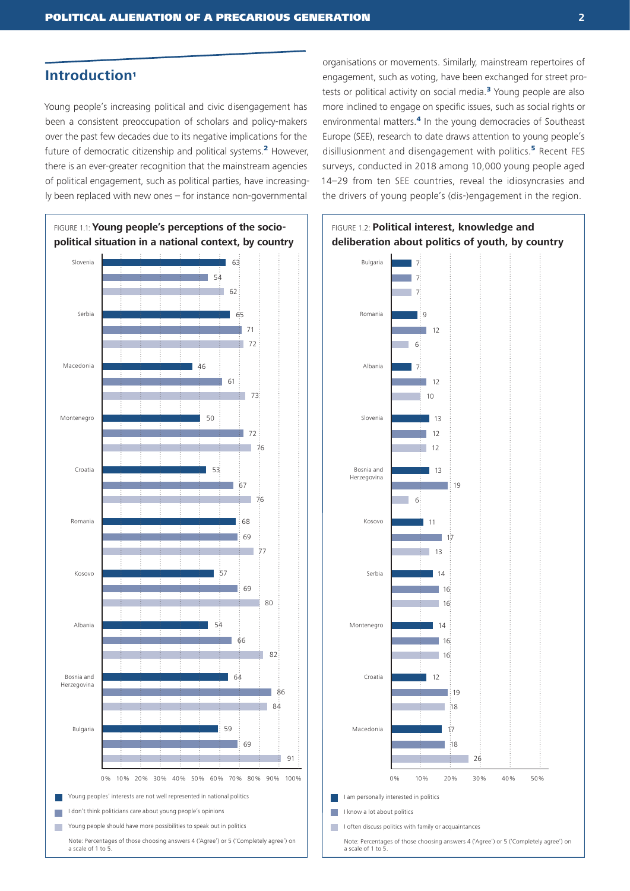## Introduction[1]

Young people's increasing political and civic disengagement has been a consistent preoccupation of scholars and policy-makers over the past few decades due to its negative implications for the future of democratic citizenship and political systems.[2] However, there is an ever-greater recognition that the mainstream agencies of political engagement, such as political parties, have increasingly been replaced with new ones – for instance non-governmental organisations or movements. Similarly, mainstream repertoires of engagement, such as voting, have been exchanged for street protests or political activity on social media.[3] Young people are also more inclined to engage on specific issues, such as social rights or environmental matters.[4] In the young democracies of Southeast Europe (SEE), research to date draws attention to young people's disillusionment and disengagement with politics.[5] Recent FES surveys, conducted in 2018 among 10,000 young people aged 14–29 from ten SEE countries, reveal the idiosyncrasies and the drivers of young people's (dis-)engagement in the region.

FIGURE 1.1: **Young people's perceptions of the socio-political situation in a national context, by country**

| Country | Young peoples' interests are not well represented in national politics | I don't think politicians care about young people's opinions | Young people should have more possibilities to speak out in politics |
|---|---|---|---|
| Slovenia | 63 | 54 | 62 |
| Serbia | 65 | 71 | 72 |
| Macedonia | 46 | 61 | 73 |
| Montenegro | 50 | 72 | 76 |
| Croatia | 53 | 67 | 76 |
| Romania | 68 | 69 | 77 |
| Kosovo | 57 | 69 | 80 |
| Albania | 54 | 66 | 82 |
| Bosnia and Herzegovina | 64 | 86 | 84 |
| Bulgaria | 59 | 69 | 91 |

Note: Percentages of those choosing answers 4 ('Agree') or 5 ('Completely agree') on a scale of 1 to 5.

FIGURE 1.2: **Political interest, knowledge and deliberation about politics of youth, by country**

| Country | I am personally interested in politics | I know a lot about politics | I often discuss politics with family or acquaintances |
|---|---|---|---|
| Bulgaria | 7 | 7 | 7 |
| Romania | 9 | 12 | 6 |
| Albania | 7 | 12 | 10 |
| Slovenia | 13 | 12 | 12 |
| Bosnia and Herzegovina | 13 | 19 | 6 |
| Kosovo | 11 | 17 | 13 |
| Serbia | 14 | 16 | 16 |
| Montenegro | 14 | 16 | 16 |
| Croatia | 12 | 19 | 18 |
| Macedonia | 17 | 18 | 26 |

Note: Percentages of those choosing answers 4 ('Agree') or 5 ('Completely agree') on a scale of 1 to 5.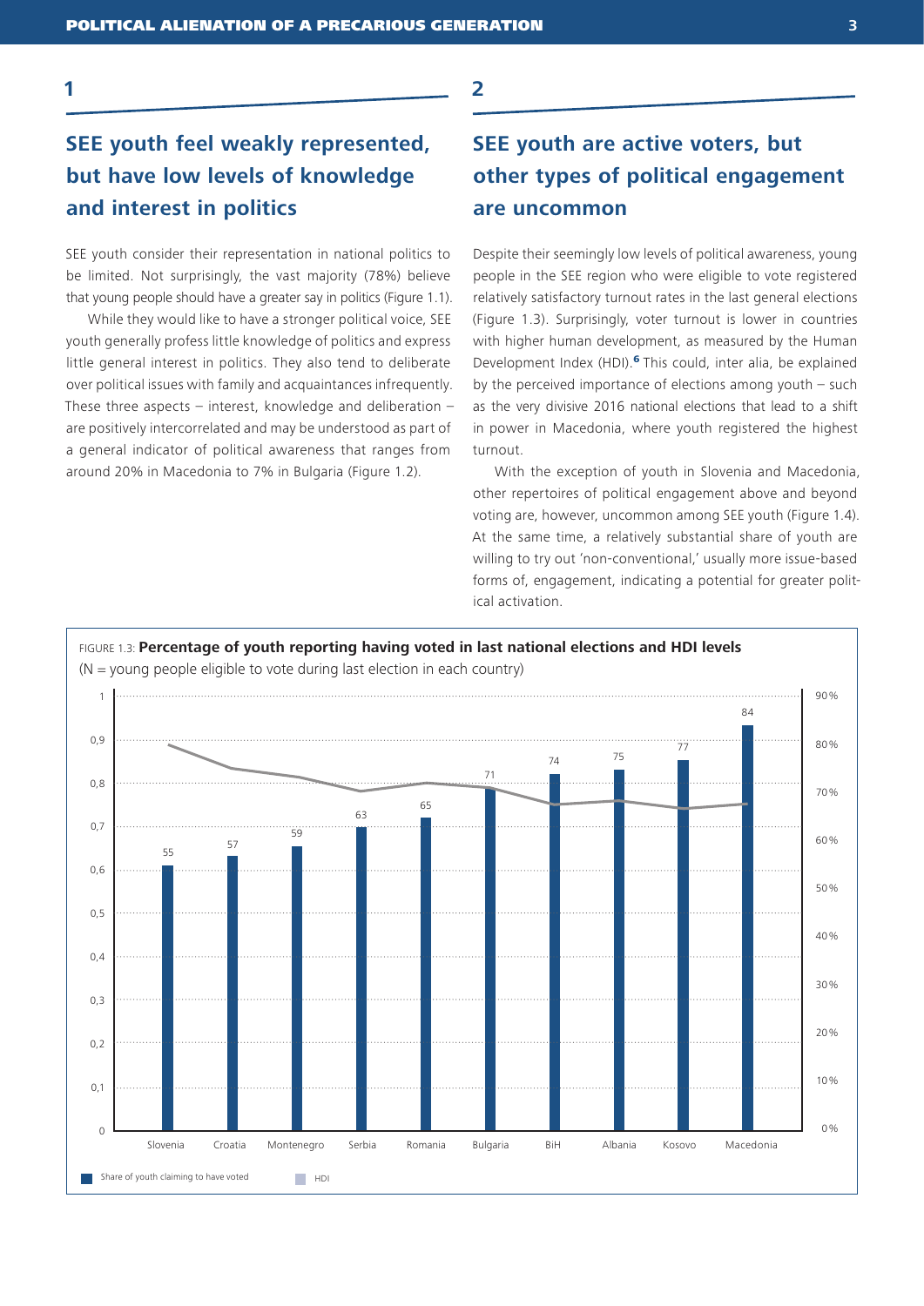## 1

### SEE youth feel weakly represented, but have low levels of knowledge and interest in politics

SEE youth consider their representation in national politics to be limited. Not surprisingly, the vast majority (78%) believe that young people should have a greater say in politics (Figure 1.1).

While they would like to have a stronger political voice, SEE youth generally profess little knowledge of politics and express little general interest in politics. They also tend to deliberate over political issues with family and acquaintances infrequently. These three aspects – interest, knowledge and deliberation – are positively intercorrelated and may be understood as part of a general indicator of political awareness that ranges from around 20% in Macedonia to 7% in Bulgaria (Figure 1.2).

## 2

### SEE youth are active voters, but other types of political engagement are uncommon

Despite their seemingly low levels of political awareness, young people in the SEE region who were eligible to vote registered relatively satisfactory turnout rates in the last general elections (Figure 1.3). Surprisingly, voter turnout is lower in countries with higher human development, as measured by the Human Development Index (HDI).[6] This could, inter alia, be explained by the perceived importance of elections among youth – such as the very divisive 2016 national elections that lead to a shift in power in Macedonia, where youth registered the highest turnout.

With the exception of youth in Slovenia and Macedonia, other repertoires of political engagement above and beyond voting are, however, uncommon among SEE youth (Figure 1.4). At the same time, a relatively substantial share of youth are willing to try out 'non-conventional,' usually more issue-based forms of, engagement, indicating a potential for greater political activation.

FIGURE 1.3: **Percentage of youth reporting having voted in last national elections and HDI levels**
(N = young people eligible to vote during last election in each country)

| Country | Share of youth claiming to have voted (%) |
|---|---|
| Slovenia | 55 |
| Croatia | 57 |
| Montenegro | 59 |
| Serbia | 63 |
| Romania | 65 |
| Bulgaria | 71 |
| BiH | 74 |
| Albania | 75 |
| Kosovo | 77 |
| Macedonia | 84 |

Share of youth claiming to have voted; HDI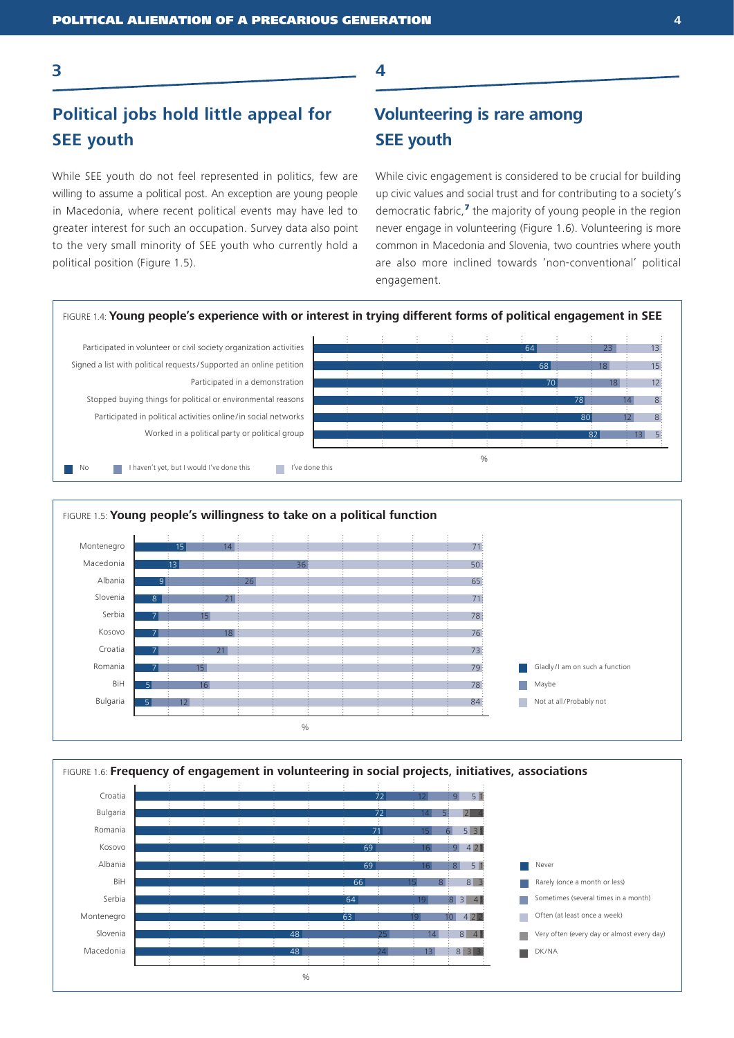## 3

## Political jobs hold little appeal for SEE youth

While SEE youth do not feel represented in politics, few are willing to assume a political post. An exception are young people in Macedonia, where recent political events may have led to greater interest for such an occupation. Survey data also point to the very small minority of SEE youth who currently hold a political position (Figure 1.5).

## 4

## Volunteering is rare among SEE youth

While civic engagement is considered to be crucial for building up civic values and social trust and for contributing to a society's democratic fabric,[7] the majority of young people in the region never engage in volunteering (Figure 1.6). Volunteering is more common in Macedonia and Slovenia, two countries where youth are also more inclined towards 'non-conventional' political engagement.

FIGURE 1.4: **Young people's experience with or interest in trying different forms of political engagement in SEE**

| | No | I haven't yet, but I would | I've done this |
|---|---|---|---|
| Participated in volunteer or civil society organization activities | 64 | 23 | 13 |
| Signed a list with political requests/Supported an online petition | 68 | 18 | 15 |
| Participated in a demonstration | 70 | 18 | 12 |
| Stopped buying things for political or environmental reasons | 78 | 14 | 8 |
| Participated in political activities online/in social networks | 80 | 12 | 8 |
| Worked in a political party or political group | 82 | 13 | 5 |

%

FIGURE 1.5: **Young people's willingness to take on a political function**

| | Gladly/I am on such a function | Maybe | Not at all/Probably not |
|---|---|---|---|
| Montenegro | 15 | 14 | 71 |
| Macedonia | 13 | 36 | 50 |
| Albania | 9 | 26 | 65 |
| Slovenia | 8 | 21 | 71 |
| Serbia | 7 | 15 | 78 |
| Kosovo | 7 | 18 | 76 |
| Croatia | 7 | 21 | 73 |
| Romania | 7 | 15 | 79 |
| BiH | 5 | 16 | 78 |
| Bulgaria | 5 | 12 | 84 |

%

FIGURE 1.6: **Frequency of engagement in volunteering in social projects, initiatives, associations**

| | Never | Rarely (once a month or less) | Sometimes (several times in a month) | Often (at least once a week) | Very often (every day or almost every day) | DK/NA |
|---|---|---|---|---|---|---|
| Croatia | 72 | 12 | 9 | 5 | 1 | |
| Bulgaria | 72 | 14 | 5 | | 2 | 4 |
| Romania | 71 | 15 | 6 | 5 | 3 | 1 |
| Kosovo | 69 | 16 | 9 | 4 | 2 | 1 |
| Albania | 69 | 16 | 8 | 5 | 1 | |
| BiH | 66 | 15 | 8 | 8 | 3 | |
| Serbia | 64 | 19 | 8 | 3 | 4 | 1 |
| Montenegro | 63 | 19 | 10 | 4 | 2 | 2 |
| Slovenia | 48 | 25 | 14 | 8 | 4 | 1 |
| Macedonia | 48 | 24 | 13 | 8 | 3 | 3 |

%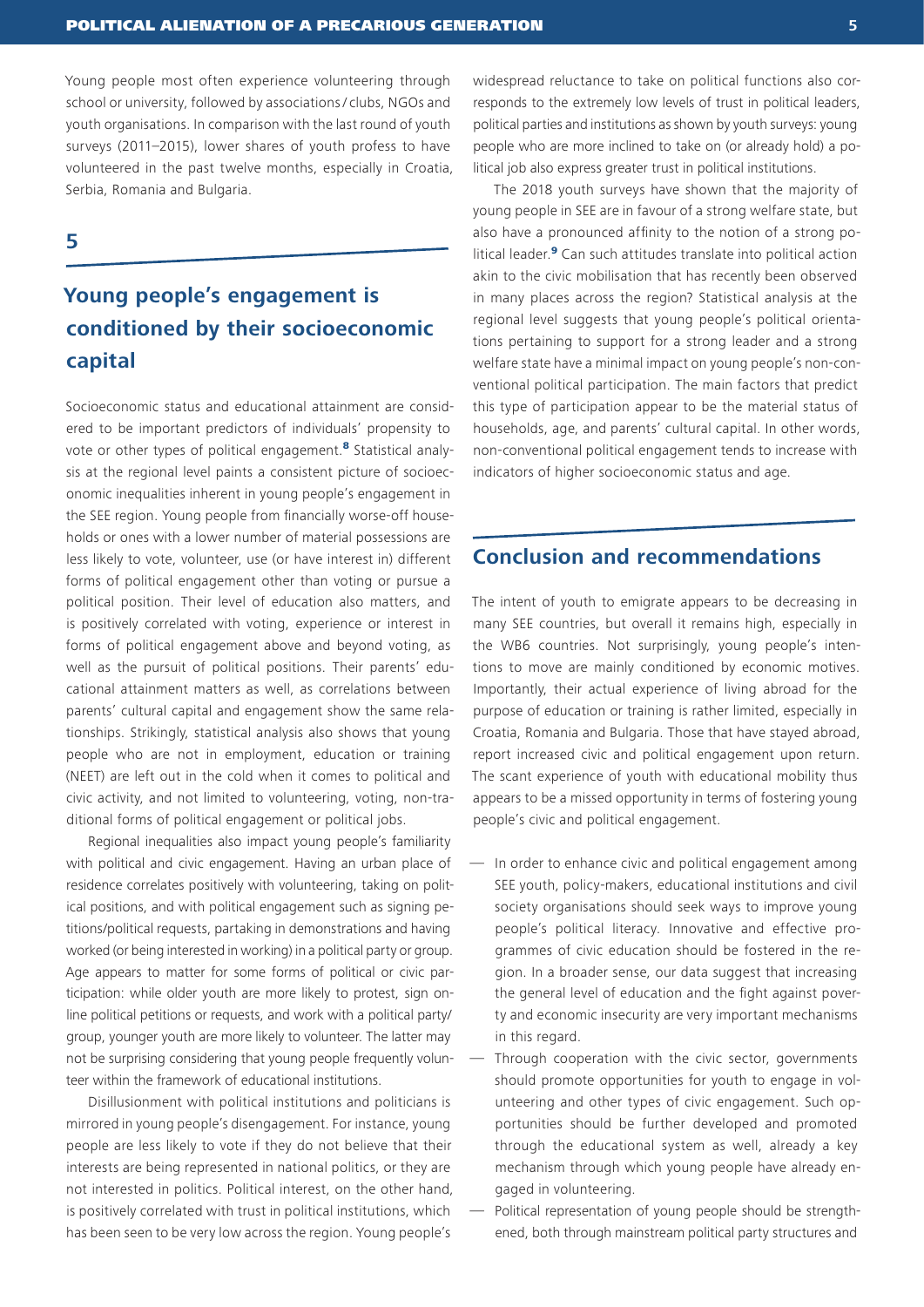Young people most often experience volunteering through school or university, followed by associations / clubs, NGOs and youth organisations. In comparison with the last round of youth surveys (2011–2015), lower shares of youth profess to have volunteered in the past twelve months, especially in Croatia, Serbia, Romania and Bulgaria.

## 5

## Young people's engagement is conditioned by their socioeconomic capital

Socioeconomic status and educational attainment are considered to be important predictors of individuals' propensity to vote or other types of political engagement.[8] Statistical analysis at the regional level paints a consistent picture of socioeconomic inequalities inherent in young people's engagement in the SEE region. Young people from financially worse-off households or ones with a lower number of material possessions are less likely to vote, volunteer, use (or have interest in) different forms of political engagement other than voting or pursue a political position. Their level of education also matters, and is positively correlated with voting, experience or interest in forms of political engagement above and beyond voting, as well as the pursuit of political positions. Their parents' educational attainment matters as well, as correlations between parents' cultural capital and engagement show the same relationships. Strikingly, statistical analysis also shows that young people who are not in employment, education or training (NEET) are left out in the cold when it comes to political and civic activity, and not limited to volunteering, voting, non-traditional forms of political engagement or political jobs.

Regional inequalities also impact young people's familiarity with political and civic engagement. Having an urban place of residence correlates positively with volunteering, taking on political positions, and with political engagement such as signing petitions/political requests, partaking in demonstrations and having worked (or being interested in working) in a political party or group. Age appears to matter for some forms of political or civic participation: while older youth are more likely to protest, sign online political petitions or requests, and work with a political party/group, younger youth are more likely to volunteer. The latter may not be surprising considering that young people frequently volunteer within the framework of educational institutions.

Disillusionment with political institutions and politicians is mirrored in young people's disengagement. For instance, young people are less likely to vote if they do not believe that their interests are being represented in national politics, or they are not interested in politics. Political interest, on the other hand, is positively correlated with trust in political institutions, which has been seen to be very low across the region. Young people's widespread reluctance to take on political functions also corresponds to the extremely low levels of trust in political leaders, political parties and institutions as shown by youth surveys: young people who are more inclined to take on (or already hold) a political job also express greater trust in political institutions.

The 2018 youth surveys have shown that the majority of young people in SEE are in favour of a strong welfare state, but also have a pronounced affinity to the notion of a strong political leader.[9] Can such attitudes translate into political action akin to the civic mobilisation that has recently been observed in many places across the region? Statistical analysis at the regional level suggests that young people's political orientations pertaining to support for a strong leader and a strong welfare state have a minimal impact on young people's non-conventional political participation. The main factors that predict this type of participation appear to be the material status of households, age, and parents' cultural capital. In other words, non-conventional political engagement tends to increase with indicators of higher socioeconomic status and age.

## Conclusion and recommendations

The intent of youth to emigrate appears to be decreasing in many SEE countries, but overall it remains high, especially in the WB6 countries. Not surprisingly, young people's intentions to move are mainly conditioned by economic motives. Importantly, their actual experience of living abroad for the purpose of education or training is rather limited, especially in Croatia, Romania and Bulgaria. Those that have stayed abroad, report increased civic and political engagement upon return. The scant experience of youth with educational mobility thus appears to be a missed opportunity in terms of fostering young people's civic and political engagement.

- In order to enhance civic and political engagement among SEE youth, policy-makers, educational institutions and civil society organisations should seek ways to improve young people's political literacy. Innovative and effective programmes of civic education should be fostered in the region. In a broader sense, our data suggest that increasing the general level of education and the fight against poverty and economic insecurity are very important mechanisms in this regard.
- Through cooperation with the civic sector, governments should promote opportunities for youth to engage in volunteering and other types of civic engagement. Such opportunities should be further developed and promoted through the educational system as well, already a key mechanism through which young people have already engaged in volunteering.
- Political representation of young people should be strengthened, both through mainstream political party structures and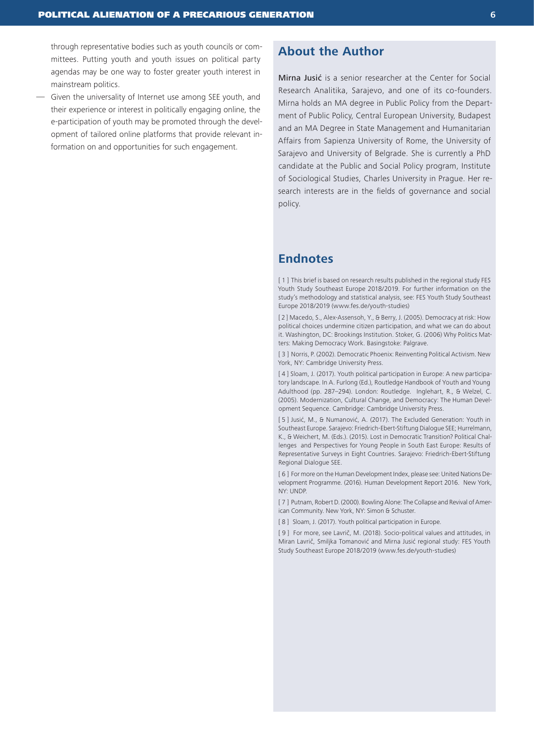through representative bodies such as youth councils or committees. Putting youth and youth issues on political party agendas may be one way to foster greater youth interest in mainstream politics.

— Given the universality of Internet use among SEE youth, and their experience or interest in politically engaging online, the e-participation of youth may be promoted through the development of tailored online platforms that provide relevant information on and opportunities for such engagement.

## About the Author

**Mirna Jusić** is a senior researcher at the Center for Social Research Analitika, Sarajevo, and one of its co-founders. Mirna holds an MA degree in Public Policy from the Department of Public Policy, Central European University, Budapest and an MA Degree in State Management and Humanitarian Affairs from Sapienza University of Rome, the University of Sarajevo and University of Belgrade. She is currently a PhD candidate at the Public and Social Policy program, Institute of Sociological Studies, Charles University in Prague. Her research interests are in the fields of governance and social policy.

## Endnotes

[ 1 ] This brief is based on research results published in the regional study FES Youth Study Southeast Europe 2018/2019. For further information on the study's methodology and statistical analysis, see: FES Youth Study Southeast Europe 2018/2019 (www.fes.de/youth-studies)

[ 2 ] Macedo, S., Alex-Assensoh, Y., & Berry, J. (2005). Democracy at risk: How political choices undermine citizen participation, and what we can do about it. Washington, DC: Brookings Institution. Stoker, G. (2006) Why Politics Matters: Making Democracy Work. Basingstoke: Palgrave.

[ 3 ] Norris, P. (2002). Democratic Phoenix: Reinventing Political Activism. New York, NY: Cambridge University Press.

[ 4 ] Sloam, J. (2017). Youth political participation in Europe: A new participatory landscape. In A. Furlong (Ed.), Routledge Handbook of Youth and Young Adulthood (pp. 287–294). London: Routledge. Inglehart, R., & Welzel, C. (2005). Modernization, Cultural Change, and Democracy: The Human Development Sequence. Cambridge: Cambridge University Press.

[ 5 ] Jusić, M., & Numanović, A. (2017). The Excluded Generation: Youth in Southeast Europe. Sarajevo: Friedrich-Ebert-Stiftung Dialogue SEE; Hurrelmann, K., & Weichert, M. (Eds.). (2015). Lost in Democratic Transition? Political Challenges and Perspectives for Young People in South East Europe: Results of Representative Surveys in Eight Countries. Sarajevo: Friedrich-Ebert-Stiftung Regional Dialogue SEE.

[ 6 ] For more on the Human Development Index, please see: United Nations Development Programme. (2016). Human Development Report 2016. New York, NY: UNDP.

[ 7 ] Putnam, Robert D. (2000). Bowling Alone: The Collapse and Revival of American Community. New York, NY: Simon & Schuster.

[ 8 ] Sloam, J. (2017). Youth political participation in Europe.

[ 9 ] For more, see Lavrič, M. (2018). Socio-political values and attitudes, in Miran Lavrič, Smiljka Tomanović and Mirna Jusić regional study: FES Youth Study Southeast Europe 2018/2019 (www.fes.de/youth-studies)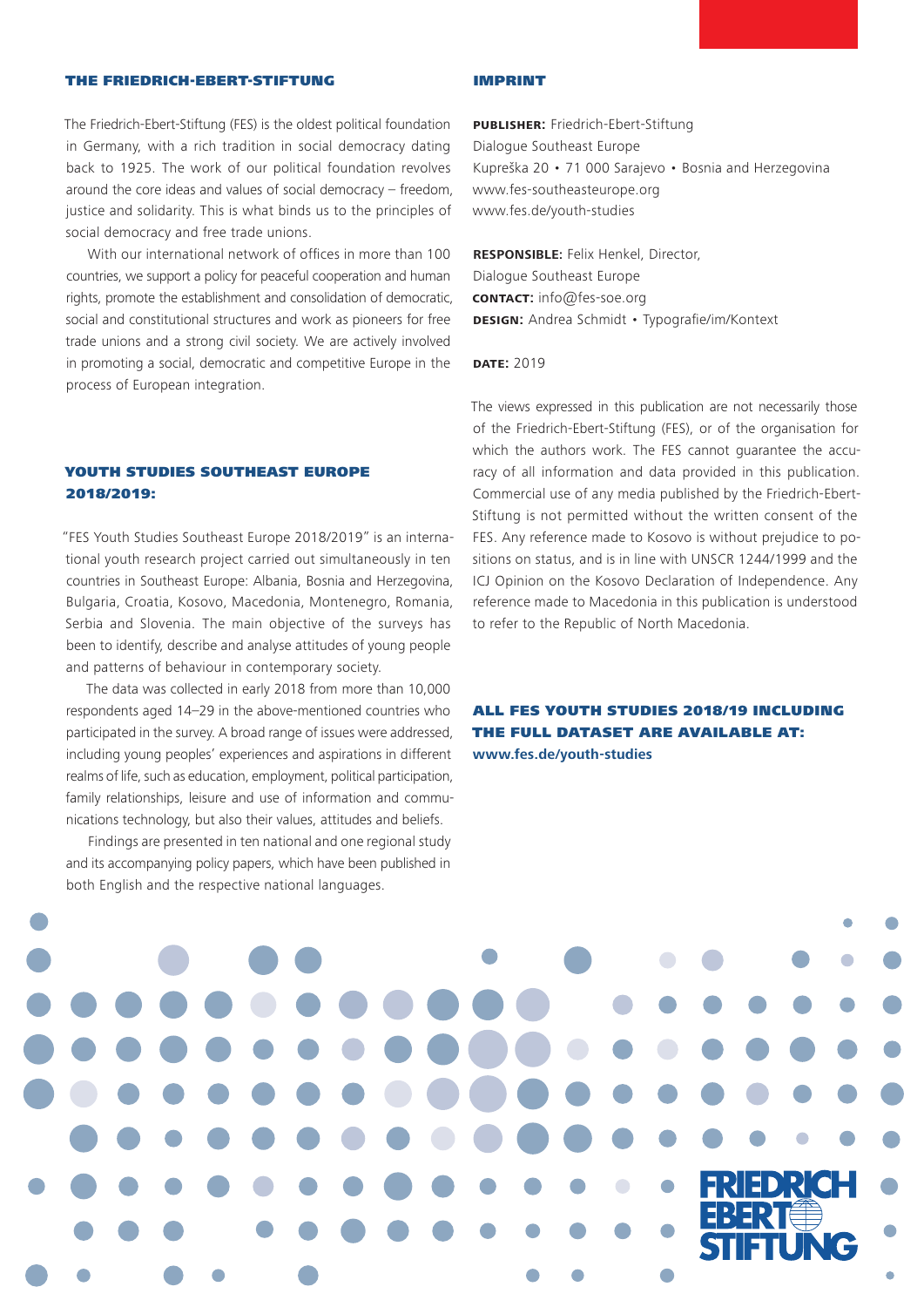## THE FRIEDRICH-EBERT-STIFTUNG

The Friedrich-Ebert-Stiftung (FES) is the oldest political foundation in Germany, with a rich tradition in social democracy dating back to 1925. The work of our political foundation revolves around the core ideas and values of social democracy – freedom, justice and solidarity. This is what binds us to the principles of social democracy and free trade unions.

With our international network of offices in more than 100 countries, we support a policy for peaceful cooperation and human rights, promote the establishment and consolidation of democratic, social and constitutional structures and work as pioneers for free trade unions and a strong civil society. We are actively involved in promoting a social, democratic and competitive Europe in the process of European integration.

## YOUTH STUDIES SOUTHEAST EUROPE 2018/2019:

"FES Youth Studies Southeast Europe 2018/2019" is an international youth research project carried out simultaneously in ten countries in Southeast Europe: Albania, Bosnia and Herzegovina, Bulgaria, Croatia, Kosovo, Macedonia, Montenegro, Romania, Serbia and Slovenia. The main objective of the surveys has been to identify, describe and analyse attitudes of young people and patterns of behaviour in contemporary society.

The data was collected in early 2018 from more than 10,000 respondents aged 14–29 in the above-mentioned countries who participated in the survey. A broad range of issues were addressed, including young peoples' experiences and aspirations in different realms of life, such as education, employment, political participation, family relationships, leisure and use of information and communications technology, but also their values, attitudes and beliefs.

Findings are presented in ten national and one regional study and its accompanying policy papers, which have been published in both English and the respective national languages.

## IMPRINT

**PUBLISHER:** Friedrich-Ebert-Stiftung
Dialogue Southeast Europe
Kupreška 20 • 71 000 Sarajevo • Bosnia and Herzegovina
www.fes-southeasteurope.org
www.fes.de/youth-studies

**RESPONSIBLE:** Felix Henkel, Director,
Dialogue Southeast Europe
**CONTACT:** info@fes-soe.org
**DESIGN:** Andrea Schmidt • Typografie/im/Kontext

**DATE:** 2019

The views expressed in this publication are not necessarily those of the Friedrich-Ebert-Stiftung (FES), or of the organisation for which the authors work. The FES cannot guarantee the accuracy of all information and data provided in this publication. Commercial use of any media published by the Friedrich-Ebert-Stiftung is not permitted without the written consent of the FES. Any reference made to Kosovo is without prejudice to positions on status, and is in line with UNSCR 1244/1999 and the ICJ Opinion on the Kosovo Declaration of Independence. Any reference made to Macedonia in this publication is understood to refer to the Republic of North Macedonia.

**ALL FES YOUTH STUDIES 2018/19 INCLUDING THE FULL DATASET ARE AVAILABLE AT:**
**www.fes.de/youth-studies**

FRIEDRICH EBERT STIFTUNG